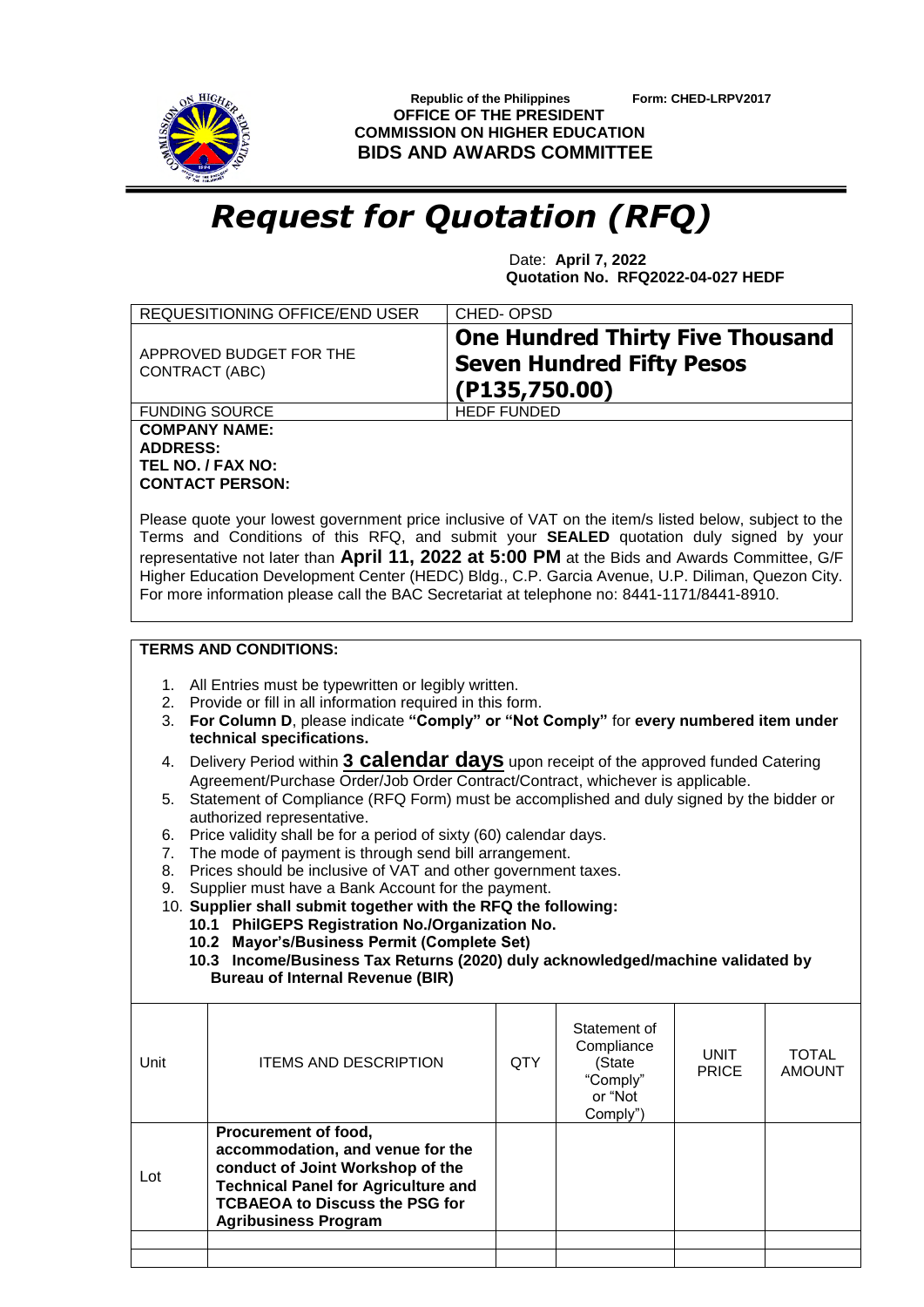Republic of the Philippines

Form: CHED-LRPV2017

**OFFICE OF THE PRESIDENT**
**COMMISSION ON HIGHER EDUCATION**
**BIDS AND AWARDS COMMITTEE**

# *Request for Quotation (RFQ)*

Date: **April 7, 2022**
**Quotation No. RFQ2022-04-027 HEDF**

| REQUESITIONING OFFICE/END USER | CHED- OPSD |
|---|---|
| APPROVED BUDGET FOR THE CONTRACT (ABC) | **One Hundred Thirty Five Thousand Seven Hundred Fifty Pesos (P135,750.00)** |
| FUNDING SOURCE | HEDF FUNDED |

**COMPANY NAME:**
**ADDRESS:**
**TEL NO. / FAX NO:**
**CONTACT PERSON:**

Please quote your lowest government price inclusive of VAT on the item/s listed below, subject to the Terms and Conditions of this RFQ, and submit your **SEALED** quotation duly signed by your representative not later than **April 11, 2022 at 5:00 PM** at the Bids and Awards Committee, G/F Higher Education Development Center (HEDC) Bldg., C.P. Garcia Avenue, U.P. Diliman, Quezon City. For more information please call the BAC Secretariat at telephone no: 8441-1171/8441-8910.

**TERMS AND CONDITIONS:**

1. All Entries must be typewritten or legibly written.
2. Provide or fill in all information required in this form.
3. **For Column D**, please indicate **"Comply" or "Not Comply"** for **every numbered item under technical specifications.**
4. Delivery Period within **3 calendar days** upon receipt of the approved funded Catering Agreement/Purchase Order/Job Order Contract/Contract, whichever is applicable.
5. Statement of Compliance (RFQ Form) must be accomplished and duly signed by the bidder or authorized representative.
6. Price validity shall be for a period of sixty (60) calendar days.
7. The mode of payment is through send bill arrangement.
8. Prices should be inclusive of VAT and other government taxes.
9. Supplier must have a Bank Account for the payment.
10. **Supplier shall submit together with the RFQ the following:**
    - **10.1 PhilGEPS Registration No./Organization No.**
    - **10.2 Mayor's/Business Permit (Complete Set)**
    - **10.3 Income/Business Tax Returns (2020) duly acknowledged/machine validated by Bureau of Internal Revenue (BIR)**

| Unit | ITEMS AND DESCRIPTION | QTY | Statement of Compliance (State "Comply" or "Not Comply") | UNIT PRICE | TOTAL AMOUNT |
|---|---|---|---|---|---|
| Lot | **Procurement of food, accommodation, and venue for the conduct of Joint Workshop of the Technical Panel for Agriculture and TCBAEOA to Discuss the PSG for Agribusiness Program** | | | | |
| | | | | | |
| | | | | | |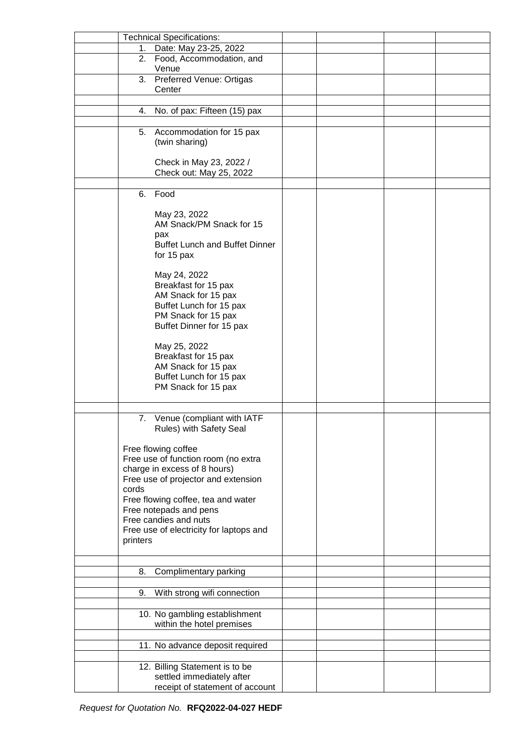| | Technical Specifications: | | | | |
|---|---|---|---|---|---|
| | 1. Date: May 23-25, 2022 | | | | |
| | 2. Food, Accommodation, and Venue | | | | |
| | 3. Preferred Venue: Ortigas Center | | | | |
| | | | | | |
| | 4. No. of pax: Fifteen (15) pax | | | | |
| | | | | | |
| | 5. Accommodation for 15 pax (twin sharing)<br><br>Check in May 23, 2022 /<br>Check out: May 25, 2022 | | | | |
| | | | | | |
| | 6. Food<br><br>May 23, 2022<br>AM Snack/PM Snack for 15 pax<br>Buffet Lunch and Buffet Dinner for 15 pax<br><br>May 24, 2022<br>Breakfast for 15 pax<br>AM Snack for 15 pax<br>Buffet Lunch for 15 pax<br>PM Snack for 15 pax<br>Buffet Dinner for 15 pax<br><br>May 25, 2022<br>Breakfast for 15 pax<br>AM Snack for 15 pax<br>Buffet Lunch for 15 pax<br>PM Snack for 15 pax | | | | |
| | | | | | |
| | 7. Venue (compliant with IATF Rules) with Safety Seal<br><br>Free flowing coffee<br>Free use of function room (no extra charge in excess of 8 hours)<br>Free use of projector and extension cords<br>Free flowing coffee, tea and water<br>Free notepads and pens<br>Free candies and nuts<br>Free use of electricity for laptops and printers | | | | |
| | | | | | |
| | 8. Complimentary parking | | | | |
| | | | | | |
| | 9. With strong wifi connection | | | | |
| | | | | | |
| | 10. No gambling establishment within the hotel premises | | | | |
| | | | | | |
| | 11. No advance deposit required | | | | |
| | | | | | |
| | 12. Billing Statement is to be settled immediately after receipt of statement of account | | | | |

*Request for Quotation No.* **RFQ2022-04-027 HEDF**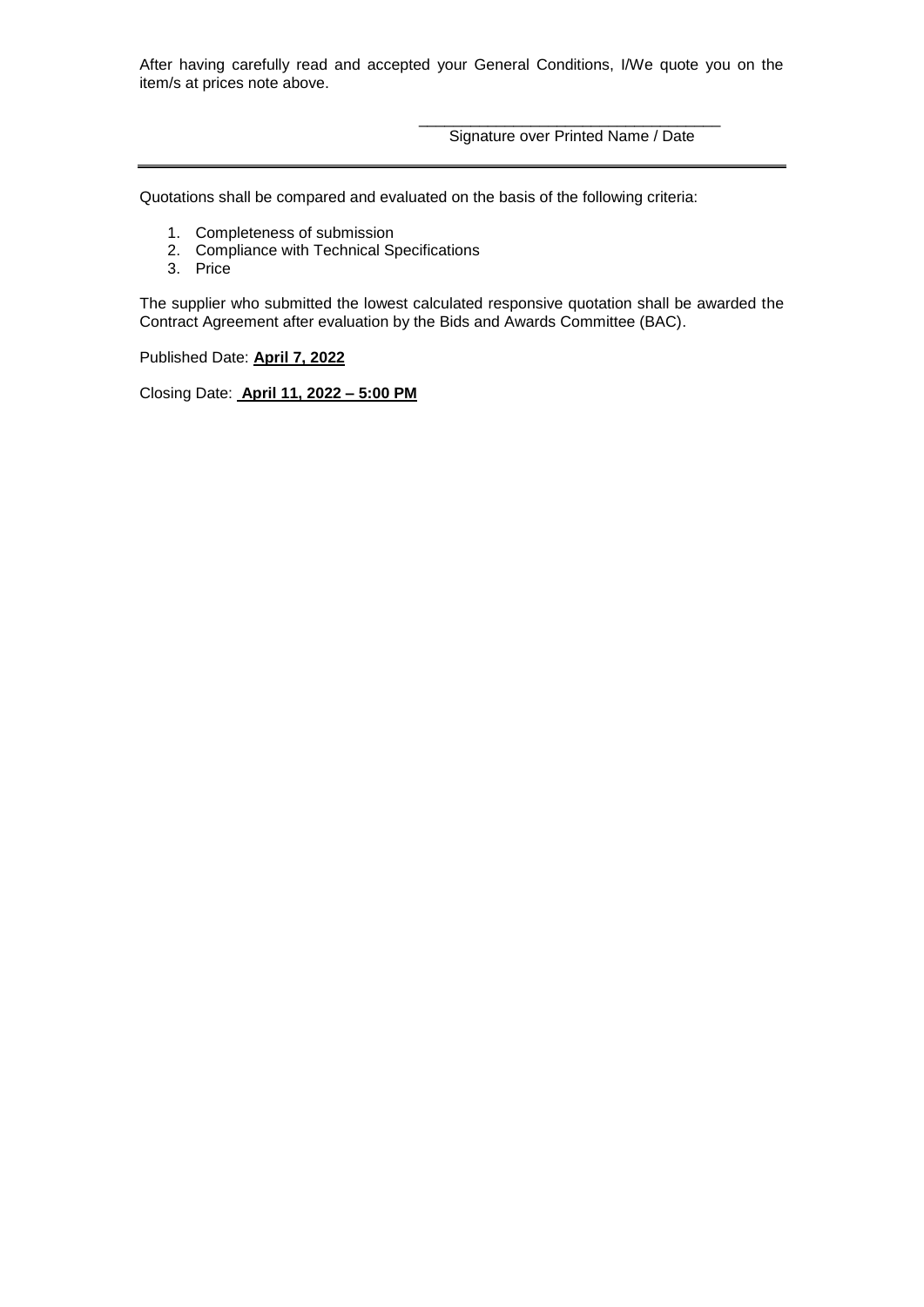After having carefully read and accepted your General Conditions, I/We quote you on the item/s at prices note above.

\_\_\_\_\_\_\_\_\_\_\_\_\_\_\_\_\_\_\_\_\_\_\_\_\_\_\_\_\_\_\_\_\_\_\_\_
Signature over Printed Name / Date

---

Quotations shall be compared and evaluated on the basis of the following criteria:

1. Completeness of submission
2. Compliance with Technical Specifications
3. Price

The supplier who submitted the lowest calculated responsive quotation shall be awarded the Contract Agreement after evaluation by the Bids and Awards Committee (BAC).

Published Date: **April 7, 2022**

Closing Date: **April 11, 2022 – 5:00 PM**